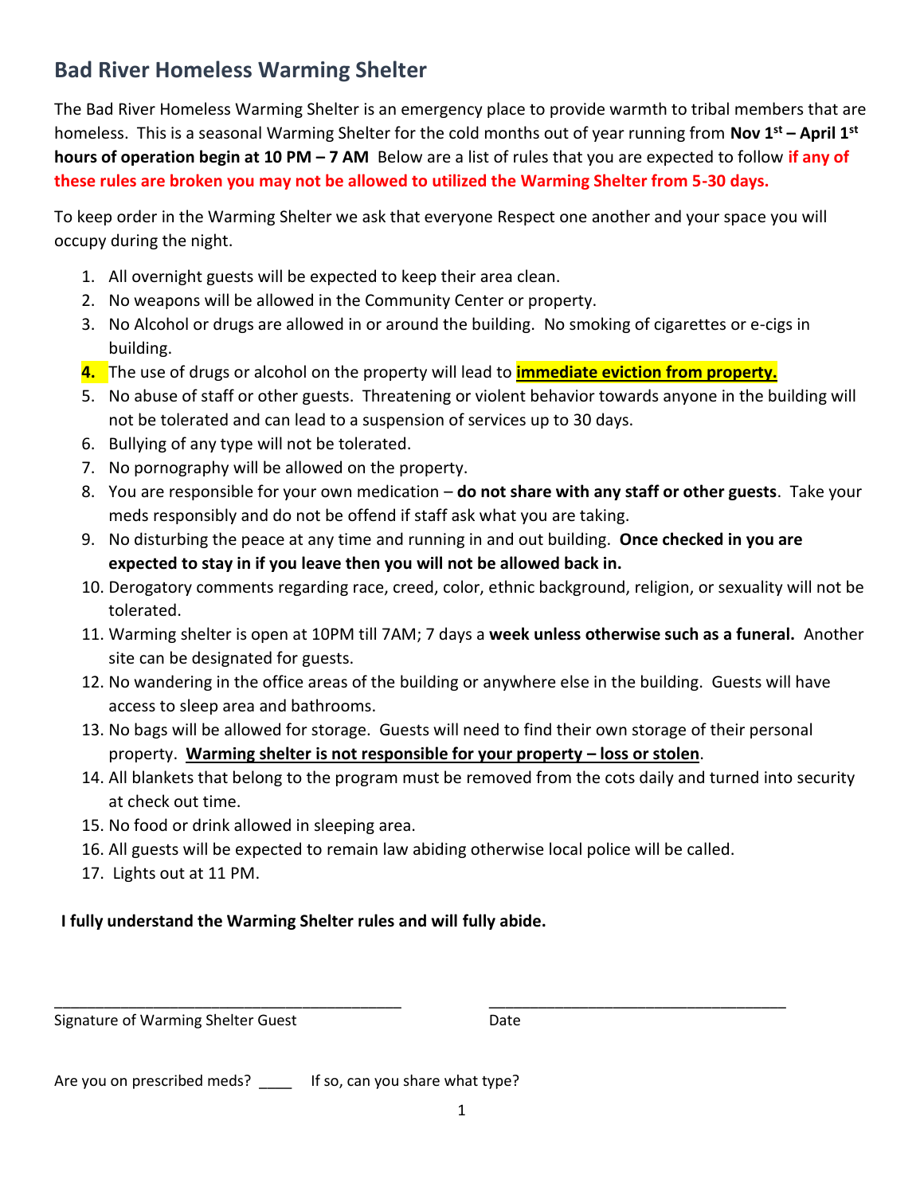## Bad River Homeless Warming Shelter

The Bad River Homeless Warming Shelter is an emergency place to provide warmth to tribal members that are homeless. This is a seasonal Warming Shelter for the cold months out of year running from **Nov 1st – April 1st hours of operation begin at 10 PM – 7 AM** Below are a list of rules that you are expected to follow **if any of these rules are broken you may not be allowed to utilized the Warming Shelter from 5-30 days.**

To keep order in the Warming Shelter we ask that everyone Respect one another and your space you will occupy during the night.

1. All overnight guests will be expected to keep their area clean.
2. No weapons will be allowed in the Community Center or property.
3. No Alcohol or drugs are allowed in or around the building. No smoking of cigarettes or e-cigs in building.
4. The use of drugs or alcohol on the property will lead to **immediate eviction from property.**
5. No abuse of staff or other guests. Threatening or violent behavior towards anyone in the building will not be tolerated and can lead to a suspension of services up to 30 days.
6. Bullying of any type will not be tolerated.
7. No pornography will be allowed on the property.
8. You are responsible for your own medication – **do not share with any staff or other guests**. Take your meds responsibly and do not be offend if staff ask what you are taking.
9. No disturbing the peace at any time and running in and out building. **Once checked in you are expected to stay in if you leave then you will not be allowed back in.**
10. Derogatory comments regarding race, creed, color, ethnic background, religion, or sexuality will not be tolerated.
11. Warming shelter is open at 10PM till 7AM; 7 days a **week unless otherwise such as a funeral.** Another site can be designated for guests.
12. No wandering in the office areas of the building or anywhere else in the building. Guests will have access to sleep area and bathrooms.
13. No bags will be allowed for storage. Guests will need to find their own storage of their personal property. **Warming shelter is not responsible for your property – loss or stolen**.
14. All blankets that belong to the program must be removed from the cots daily and turned into security at check out time.
15. No food or drink allowed in sleeping area.
16. All guests will be expected to remain law abiding otherwise local police will be called.
17. Lights out at 11 PM.

**I fully understand the Warming Shelter rules and will fully abide.**

_________________________________________ &nbsp;&nbsp;&nbsp;&nbsp; ___________________________________

Signature of Warming Shelter Guest &nbsp;&nbsp;&nbsp;&nbsp; Date

Are you on prescribed meds? ____ If so, can you share what type?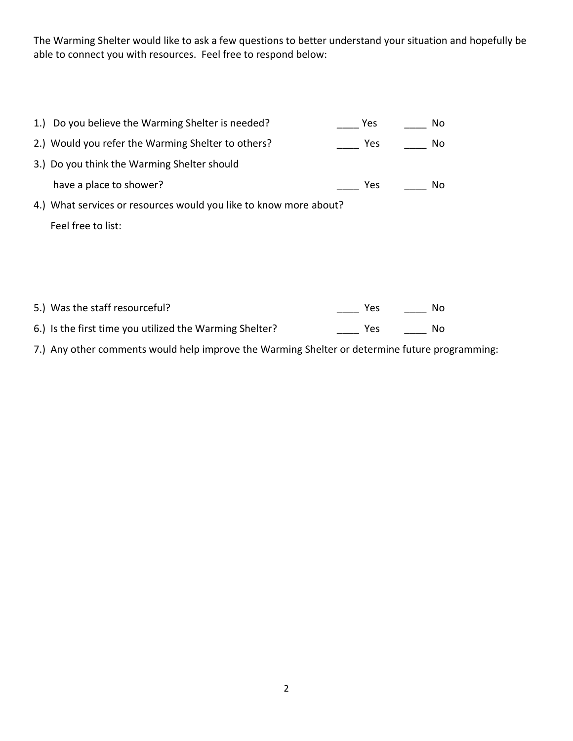The Warming Shelter would like to ask a few questions to better understand your situation and hopefully be able to connect you with resources. Feel free to respond below:

1.) Do you believe the Warming Shelter is needed? ____ Yes ____ No

2.) Would you refer the Warming Shelter to others? ____ Yes ____ No

3.) Do you think the Warming Shelter should have a place to shower? ____ Yes ____ No

4.) What services or resources would you like to know more about?
Feel free to list:

5.) Was the staff resourceful? ____ Yes ____ No

6.) Is the first time you utilized the Warming Shelter? ____ Yes ____ No

7.) Any other comments would help improve the Warming Shelter or determine future programming: